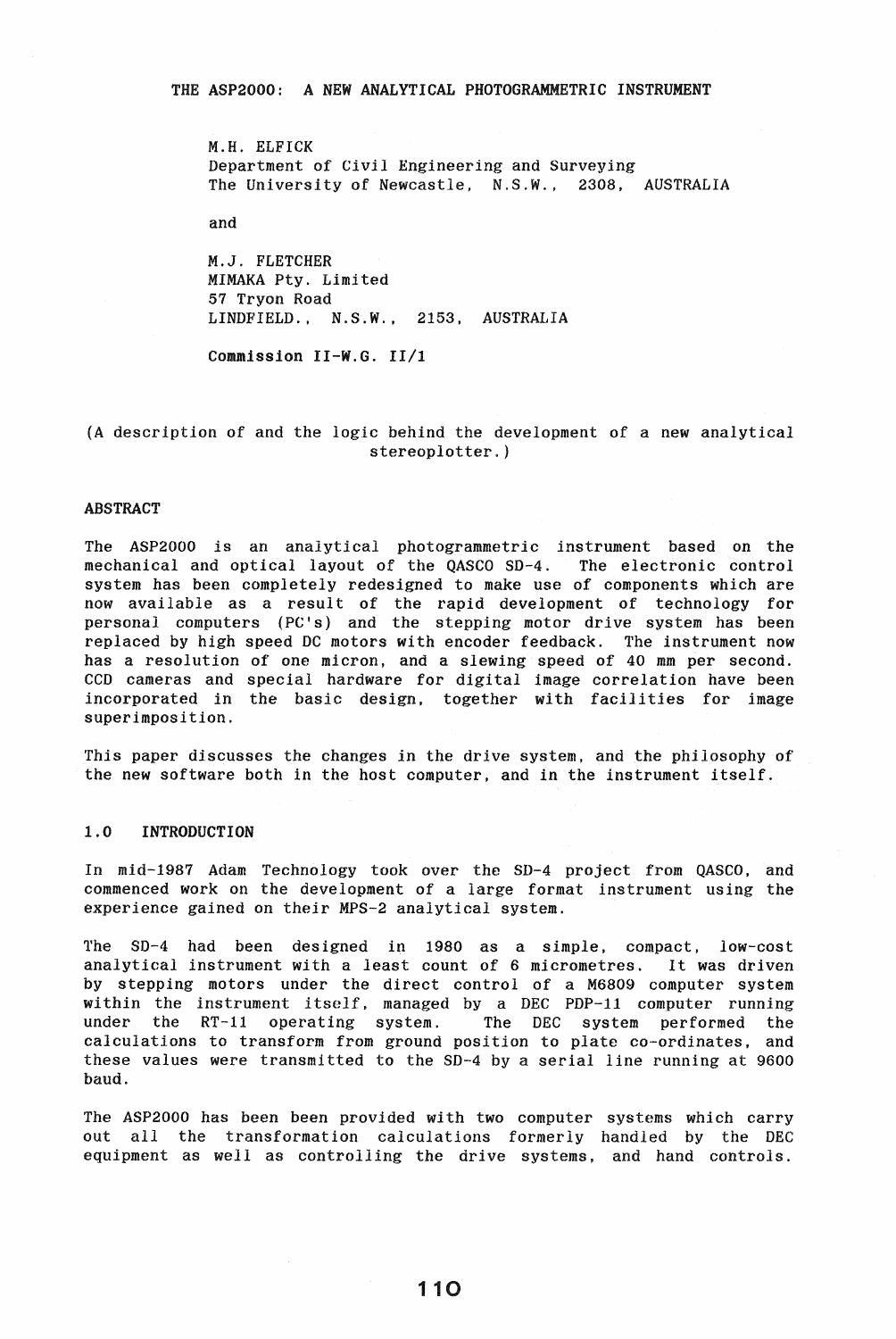# THE ASP2000: A NEW ANALYTICAL PHOTOGRAMMETRIC INSTRUMENT

M.H. ELFICK
Department of Civil Engineering and Surveying
The University of Newcastle, N.S.W., 2308, AUSTRALIA

and

M.J. FLETCHER
MIMAKA Pty. Limited
57 Tryon Road
LINDFIELD., N.S.W., 2153, AUSTRALIA

**Commission II-W.G. II/1**

(A description of and the logic behind the development of a new analytical stereoplotter.)

## ABSTRACT

The ASP2000 is an analytical photogrammetric instrument based on the mechanical and optical layout of the QASCO SD-4. The electronic control system has been completely redesigned to make use of components which are now available as a result of the rapid development of technology for personal computers (PC's) and the stepping motor drive system has been replaced by high speed DC motors with encoder feedback. The instrument now has a resolution of one micron, and a slewing speed of 40 mm per second. CCD cameras and special hardware for digital image correlation have been incorporated in the basic design, together with facilities for image superimposition.

This paper discusses the changes in the drive system, and the philosophy of the new software both in the host computer, and in the instrument itself.

## 1.0 INTRODUCTION

In mid-1987 Adam Technology took over the SD-4 project from QASCO, and commenced work on the development of a large format instrument using the experience gained on their MPS-2 analytical system.

The SD-4 had been designed in 1980 as a simple, compact, low-cost analytical instrument with a least count of 6 micrometres. It was driven by stepping motors under the direct control of a M6809 computer system within the instrument itself, managed by a DEC PDP-11 computer running under the RT-11 operating system. The DEC system performed the calculations to transform from ground position to plate co-ordinates, and these values were transmitted to the SD-4 by a serial line running at 9600 baud.

The ASP2000 has been been provided with two computer systems which carry out all the transformation calculations formerly handled by the DEC equipment as well as controlling the drive systems, and hand controls.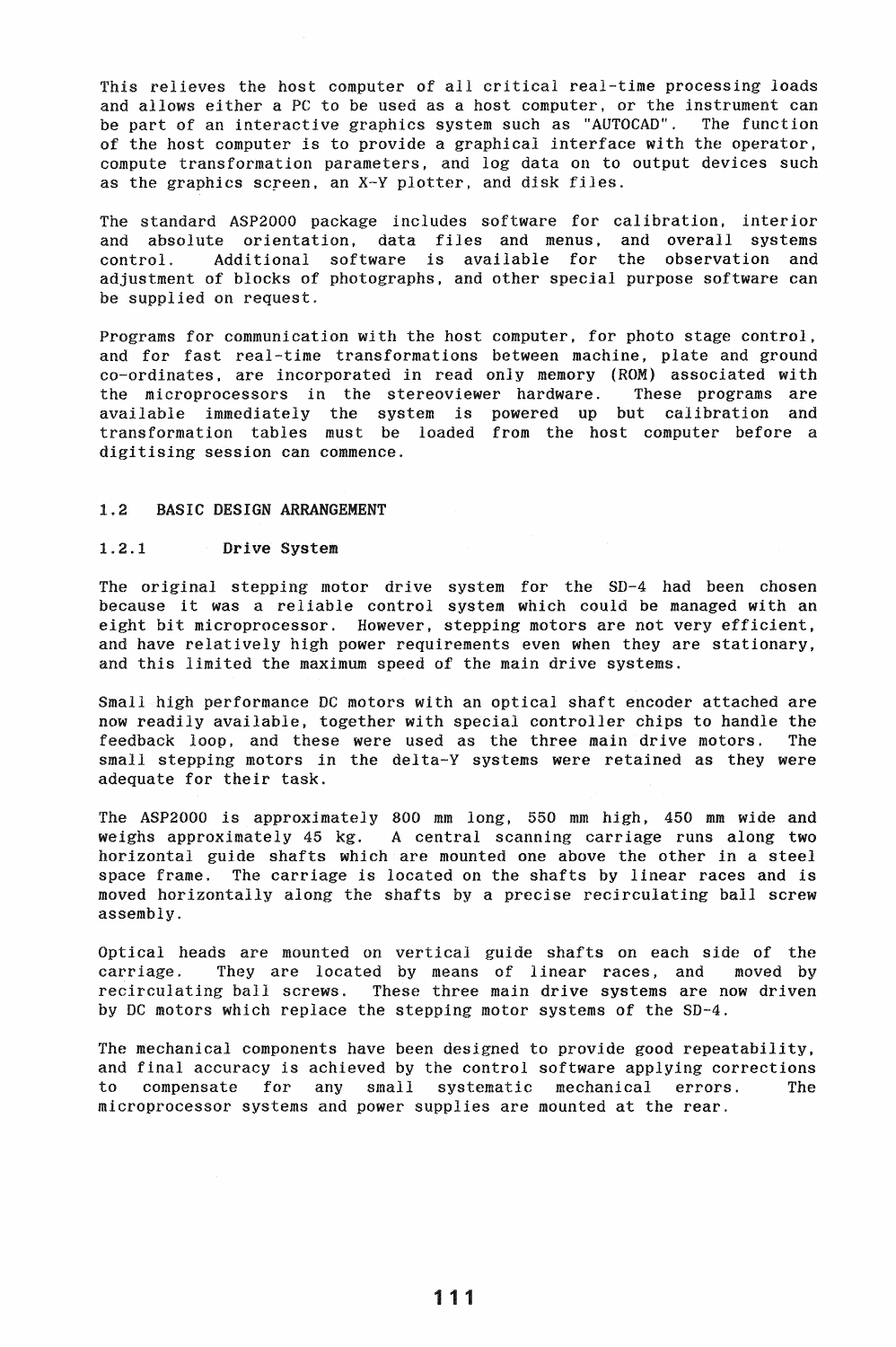This relieves the host computer of all critical real-time processing loads and allows either a PC to be used as a host computer, or the instrument can be part of an interactive graphics system such as "AUTOCAD". The function of the host computer is to provide a graphical interface with the operator, compute transformation parameters, and log data on to output devices such as the graphics screen, an X-Y plotter, and disk files.

The standard ASP2000 package includes software for calibration, interior and absolute orientation, data files and menus, and overall systems control. Additional software is available for the observation and adjustment of blocks of photographs, and other special purpose software can be supplied on request.

Programs for communication with the host computer, for photo stage control, and for fast real-time transformations between machine, plate and ground co-ordinates, are incorporated in read only memory (ROM) associated with the microprocessors in the stereoviewer hardware. These programs are available immediately the system is powered up but calibration and transformation tables must be loaded from the host computer before a digitising session can commence.

## 1.2 BASIC DESIGN ARRANGEMENT

### 1.2.1 Drive System

The original stepping motor drive system for the SD-4 had been chosen because it was a reliable control system which could be managed with an eight bit microprocessor. However, stepping motors are not very efficient, and have relatively high power requirements even when they are stationary, and this limited the maximum speed of the main drive systems.

Small high performance DC motors with an optical shaft encoder attached are now readily available, together with special controller chips to handle the feedback loop, and these were used as the three main drive motors. The small stepping motors in the delta-Y systems were retained as they were adequate for their task.

The ASP2000 is approximately 800 mm long, 550 mm high, 450 mm wide and weighs approximately 45 kg. A central scanning carriage runs along two horizontal guide shafts which are mounted one above the other in a steel space frame. The carriage is located on the shafts by linear races and is moved horizontally along the shafts by a precise recirculating ball screw assembly.

Optical heads are mounted on vertical guide shafts on each side of the carriage. They are located by means of linear races, and moved by recirculating ball screws. These three main drive systems are now driven by DC motors which replace the stepping motor systems of the SD-4.

The mechanical components have been designed to provide good repeatability, and final accuracy is achieved by the control software applying corrections to compensate for any small systematic mechanical errors. The microprocessor systems and power supplies are mounted at the rear.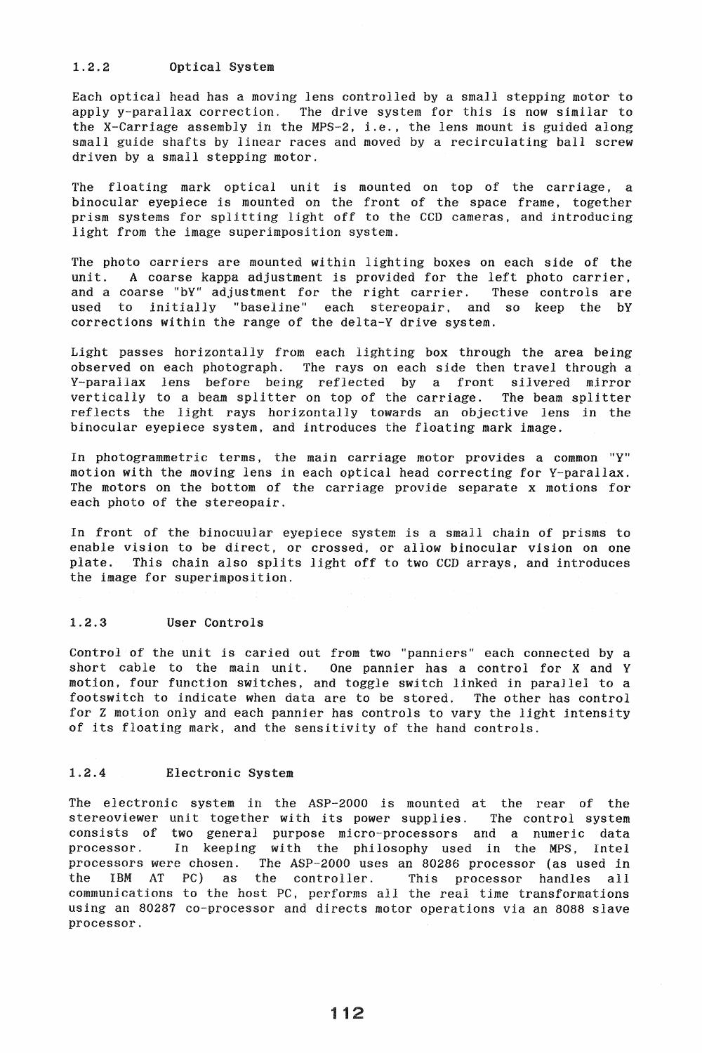### 1.2.2 Optical System

Each optical head has a moving lens controlled by a small stepping motor to apply y-parallax correction. The drive system for this is now similar to the X-Carriage assembly in the MPS-2, i.e., the lens mount is guided along small guide shafts by linear races and moved by a recirculating ball screw driven by a small stepping motor.

The floating mark optical unit is mounted on top of the carriage, a binocular eyepiece is mounted on the front of the space frame, together prism systems for splitting light off to the CCD cameras, and introducing light from the image superimposition system.

The photo carriers are mounted within lighting boxes on each side of the unit. A coarse kappa adjustment is provided for the left photo carrier, and a coarse "bY" adjustment for the right carrier. These controls are used to initially "baseline" each stereopair, and so keep the bY corrections within the range of the delta-Y drive system.

Light passes horizontally from each lighting box through the area being observed on each photograph. The rays on each side then travel through a Y-parallax lens before being reflected by a front silvered mirror vertically to a beam splitter on top of the carriage. The beam splitter reflects the light rays horizontally towards an objective lens in the binocular eyepiece system, and introduces the floating mark image.

In photogrammetric terms, the main carriage motor provides a common "Y" motion with the moving lens in each optical head correcting for Y-parallax. The motors on the bottom of the carriage provide separate x motions for each photo of the stereopair.

In front of the binocuular eyepiece system is a small chain of prisms to enable vision to be direct, or crossed, or allow binocular vision on one plate. This chain also splits light off to two CCD arrays, and introduces the image for superimposition.

### 1.2.3 User Controls

Control of the unit is caried out from two "panniers" each connected by a short cable to the main unit. One pannier has a control for X and Y motion, four function switches, and toggle switch linked in parallel to a footswitch to indicate when data are to be stored. The other has control for Z motion only and each pannier has controls to vary the light intensity of its floating mark, and the sensitivity of the hand controls.

### 1.2.4 Electronic System

The electronic system in the ASP-2000 is mounted at the rear of the stereoviewer unit together with its power supplies. The control system consists of two general purpose micro-processors and a numeric data processor. In keeping with the philosophy used in the MPS, Intel processors were chosen. The ASP-2000 uses an 80286 processor (as used in the IBM AT PC) as the controller. This processor handles all communications to the host PC, performs all the real time transformations using an 80287 co-processor and directs motor operations via an 8088 slave processor.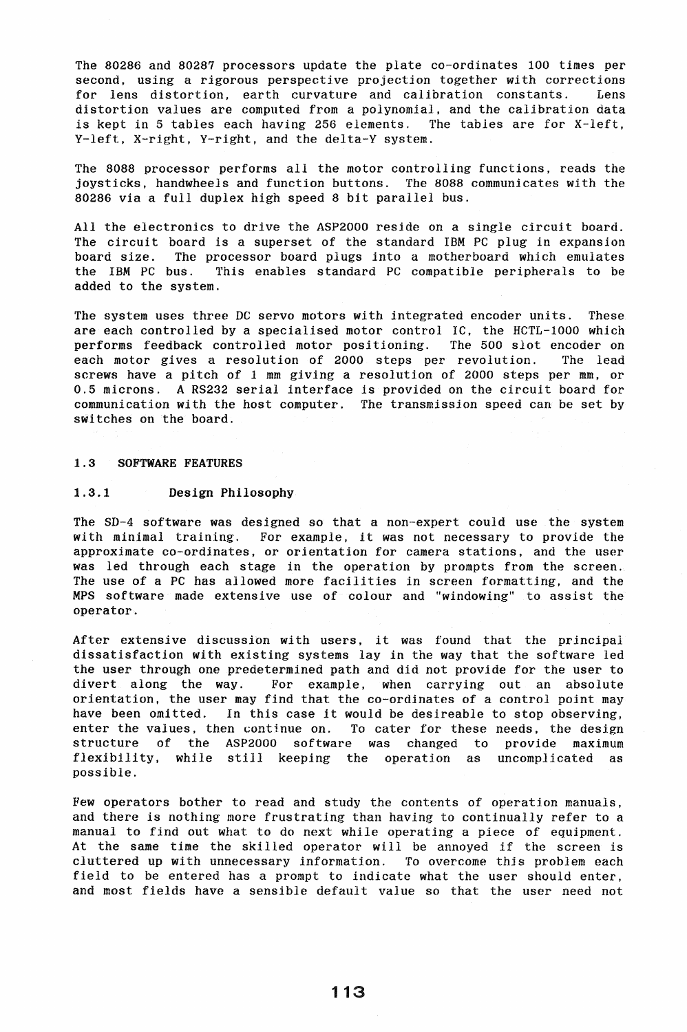The 80286 and 80287 processors update the plate co-ordinates 100 times per second, using a rigorous perspective projection together with corrections for lens distortion, earth curvature and calibration constants. Lens distortion values are computed from a polynomial, and the calibration data is kept in 5 tables each having 256 elements. The tables are for X-left, Y-left, X-right, Y-right, and the delta-Y system.

The 8088 processor performs all the motor controlling functions, reads the joysticks, handwheels and function buttons. The 8088 communicates with the 80286 via a full duplex high speed 8 bit parallel bus.

All the electronics to drive the ASP2000 reside on a single circuit board. The circuit board is a superset of the standard IBM PC plug in expansion board size. The processor board plugs into a motherboard which emulates the IBM PC bus. This enables standard PC compatible peripherals to be added to the system.

The system uses three DC servo motors with integrated encoder units. These are each controlled by a specialised motor control IC, the HCTL-1000 which performs feedback controlled motor positioning. The 500 slot encoder on each motor gives a resolution of 2000 steps per revolution. The lead screws have a pitch of 1 mm giving a resolution of 2000 steps per mm, or 0.5 microns. A RS232 serial interface is provided on the circuit board for communication with the host computer. The transmission speed can be set by switches on the board.

## 1.3 SOFTWARE FEATURES

### 1.3.1 Design Philosophy

The SD-4 software was designed so that a non-expert could use the system with minimal training. For example, it was not necessary to provide the approximate co-ordinates, or orientation for camera stations, and the user was led through each stage in the operation by prompts from the screen. The use of a PC has allowed more facilities in screen formatting, and the MPS software made extensive use of colour and "windowing" to assist the operator.

After extensive discussion with users, it was found that the principal dissatisfaction with existing systems lay in the way that the software led the user through one predetermined path and did not provide for the user to divert along the way. For example, when carrying out an absolute orientation, the user may find that the co-ordinates of a control point may have been omitted. In this case it would be desireable to stop observing, enter the values, then continue on. To cater for these needs, the design structure of the ASP2000 software was changed to provide maximum flexibility, while still keeping the operation as uncomplicated as possible.

Few operators bother to read and study the contents of operation manuals, and there is nothing more frustrating than having to continually refer to a manual to find out what to do next while operating a piece of equipment. At the same time the skilled operator will be annoyed if the screen is cluttered up with unnecessary information. To overcome this problem each field to be entered has a prompt to indicate what the user should enter, and most fields have a sensible default value so that the user need not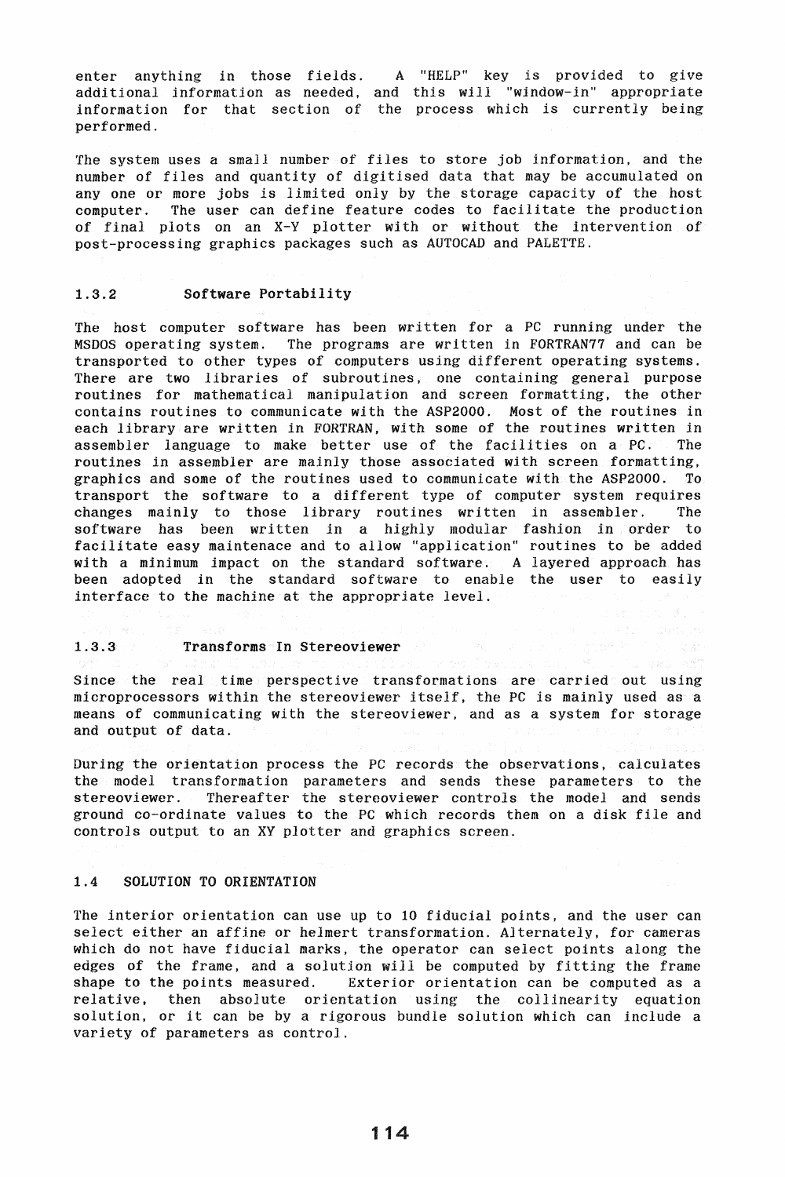enter anything in those fields. A "HELP" key is provided to give additional information as needed, and this will "window-in" appropriate information for that section of the process which is currently being performed.

The system uses a small number of files to store job information, and the number of files and quantity of digitised data that may be accumulated on any one or more jobs is limited only by the storage capacity of the host computer. The user can define feature codes to facilitate the production of final plots on an X-Y plotter with or without the intervention of post-processing graphics packages such as AUTOCAD and PALETTE.

### 1.3.2 Software Portability

The host computer software has been written for a PC running under the MSDOS operating system. The programs are written in FORTRAN77 and can be transported to other types of computers using different operating systems. There are two libraries of subroutines, one containing general purpose routines for mathematical manipulation and screen formatting, the other contains routines to communicate with the ASP2000. Most of the routines in each library are written in FORTRAN, with some of the routines written in assembler language to make better use of the facilities on a PC. The routines in assembler are mainly those associated with screen formatting, graphics and some of the routines used to communicate with the ASP2000. To transport the software to a different type of computer system requires changes mainly to those library routines written in assembler. The software has been written in a highly modular fashion in order to facilitate easy maintenace and to allow "application" routines to be added with a minimum impact on the standard software. A layered approach has been adopted in the standard software to enable the user to easily interface to the machine at the appropriate level.

### 1.3.3 Transforms In Stereoviewer

Since the real time perspective transformations are carried out using microprocessors within the stereoviewer itself, the PC is mainly used as a means of communicating with the stereoviewer, and as a system for storage and output of data.

During the orientation process the PC records the observations, calculates the model transformation parameters and sends these parameters to the stereoviewer. Thereafter the stereoviewer controls the model and sends ground co-ordinate values to the PC which records them on a disk file and controls output to an XY plotter and graphics screen.

## 1.4 SOLUTION TO ORIENTATION

The interior orientation can use up to 10 fiducial points, and the user can select either an affine or helmert transformation. Alternately, for cameras which do not have fiducial marks, the operator can select points along the edges of the frame, and a solution will be computed by fitting the frame shape to the points measured. Exterior orientation can be computed as a relative, then absolute orientation using the collinearity equation solution, or it can be by a rigorous bundle solution which can include a variety of parameters as control.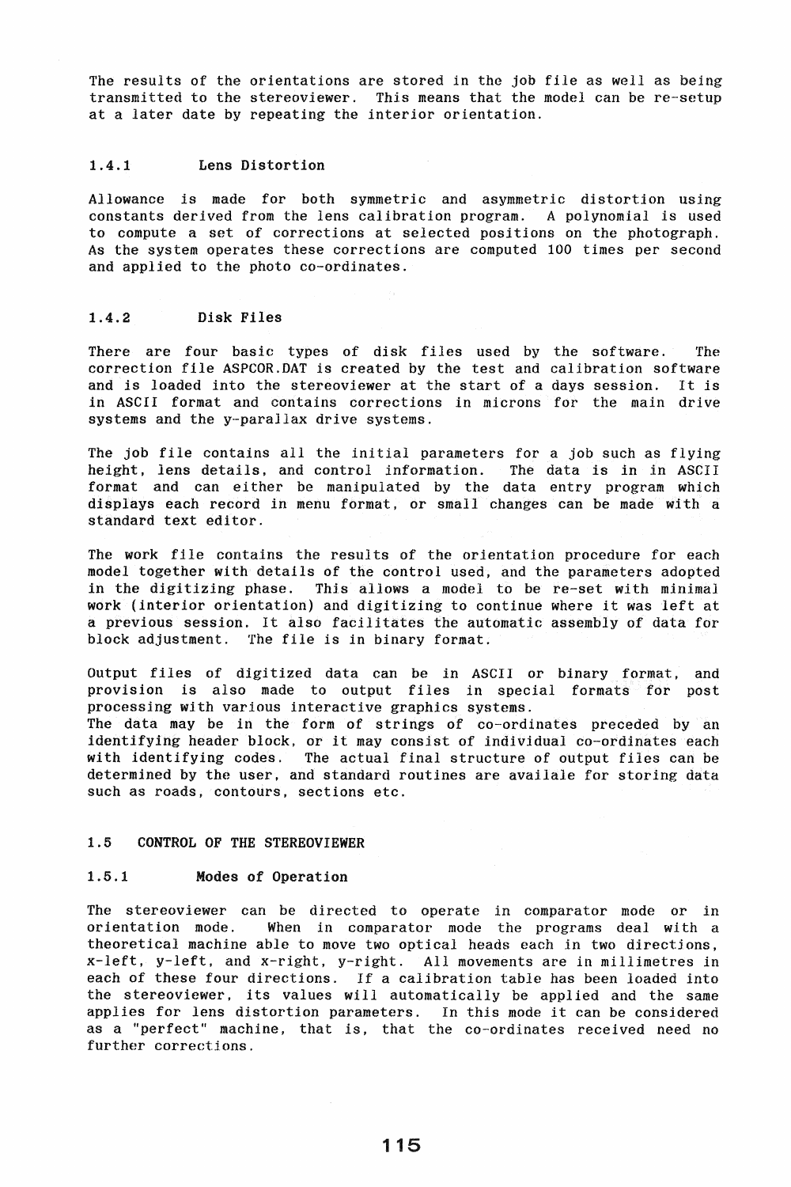The results of the orientations are stored in the job file as well as being transmitted to the stereoviewer. This means that the model can be re-setup at a later date by repeating the interior orientation.

### 1.4.1 Lens Distortion

Allowance is made for both symmetric and asymmetric distortion using constants derived from the lens calibration program. A polynomial is used to compute a set of corrections at selected positions on the photograph. As the system operates these corrections are computed 100 times per second and applied to the photo co-ordinates.

### 1.4.2 Disk Files

There are four basic types of disk files used by the software. The correction file ASPCOR.DAT is created by the test and calibration software and is loaded into the stereoviewer at the start of a days session. It is in ASCII format and contains corrections in microns for the main drive systems and the y-parallax drive systems.

The job file contains all the initial parameters for a job such as flying height, lens details, and control information. The data is in in ASCII format and can either be manipulated by the data entry program which displays each record in menu format, or small changes can be made with a standard text editor.

The work file contains the results of the orientation procedure for each model together with details of the control used, and the parameters adopted in the digitizing phase. This allows a model to be re-set with minimal work (interior orientation) and digitizing to continue where it was left at a previous session. It also facilitates the automatic assembly of data for block adjustment. The file is in binary format.

Output files of digitized data can be in ASCII or binary format, and provision is also made to output files in special formats for post processing with various interactive graphics systems.
The data may be in the form of strings of co-ordinates preceded by an identifying header block, or it may consist of individual co-ordinates each with identifying codes. The actual final structure of output files can be determined by the user, and standard routines are availale for storing data such as roads, contours, sections etc.

## 1.5 CONTROL OF THE STEREOVIEWER

### 1.5.1 Modes of Operation

The stereoviewer can be directed to operate in comparator mode or in orientation mode. When in comparator mode the programs deal with a theoretical machine able to move two optical heads each in two directions, x-left, y-left, and x-right, y-right. All movements are in millimetres in each of these four directions. If a calibration table has been loaded into the stereoviewer, its values will automatically be applied and the same applies for lens distortion parameters. In this mode it can be considered as a "perfect" machine, that is, that the co-ordinates received need no further corrections.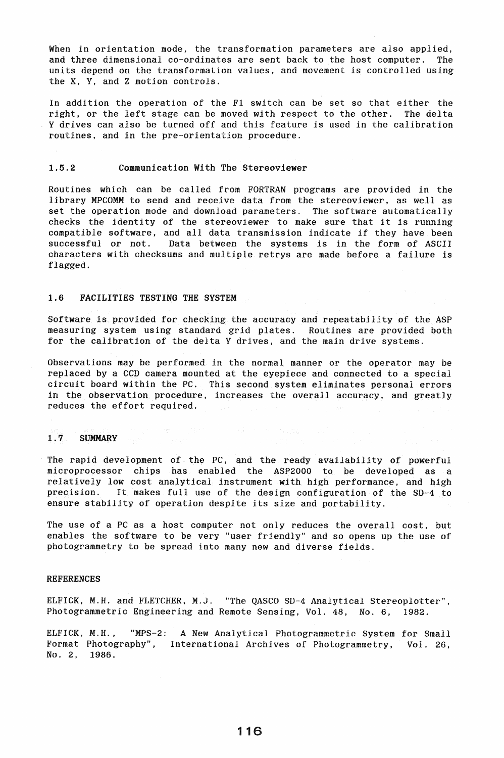When in orientation mode, the transformation parameters are also applied, and three dimensional co-ordinates are sent back to the host computer. The units depend on the transformation values, and movement is controlled using the X, Y, and Z motion controls.

In addition the operation of the F1 switch can be set so that either the right, or the left stage can be moved with respect to the other. The delta Y drives can also be turned off and this feature is used in the calibration routines, and in the pre-orientation procedure.

### 1.5.2 Communication With The Stereoviewer

Routines which can be called from FORTRAN programs are provided in the library MPCOMM to send and receive data from the stereoviewer, as well as set the operation mode and download parameters. The software automatically checks the identity of the stereoviewer to make sure that it is running compatible software, and all data transmission indicate if they have been successful or not. Data between the systems is in the form of ASCII characters with checksums and multiple retrys are made before a failure is flagged.

## 1.6 FACILITIES TESTING THE SYSTEM

Software is provided for checking the accuracy and repeatability of the ASP measuring system using standard grid plates. Routines are provided both for the calibration of the delta Y drives, and the main drive systems.

Observations may be performed in the normal manner or the operator may be replaced by a CCD camera mounted at the eyepiece and connected to a special circuit board within the PC. This second system eliminates personal errors in the observation procedure, increases the overall accuracy, and greatly reduces the effort required.

## 1.7 SUMMARY

The rapid development of the PC, and the ready availability of powerful microprocessor chips has enabled the ASP2000 to be developed as a relatively low cost analytical instrument with high performance, and high precision. It makes full use of the design configuration of the SD-4 to ensure stability of operation despite its size and portability.

The use of a PC as a host computer not only reduces the overall cost, but enables the software to be very "user friendly" and so opens up the use of photogrammetry to be spread into many new and diverse fields.

## REFERENCES

ELFICK, M.H. and FLETCHER, M.J. "The QASCO SD-4 Analytical Stereoplotter", Photogrammetric Engineering and Remote Sensing, Vol. 48, No. 6, 1982.

ELFICK, M.H., "MPS-2: A New Analytical Photogrammetric System for Small Format Photography", International Archives of Photogrammetry, Vol. 26, No. 2, 1986.